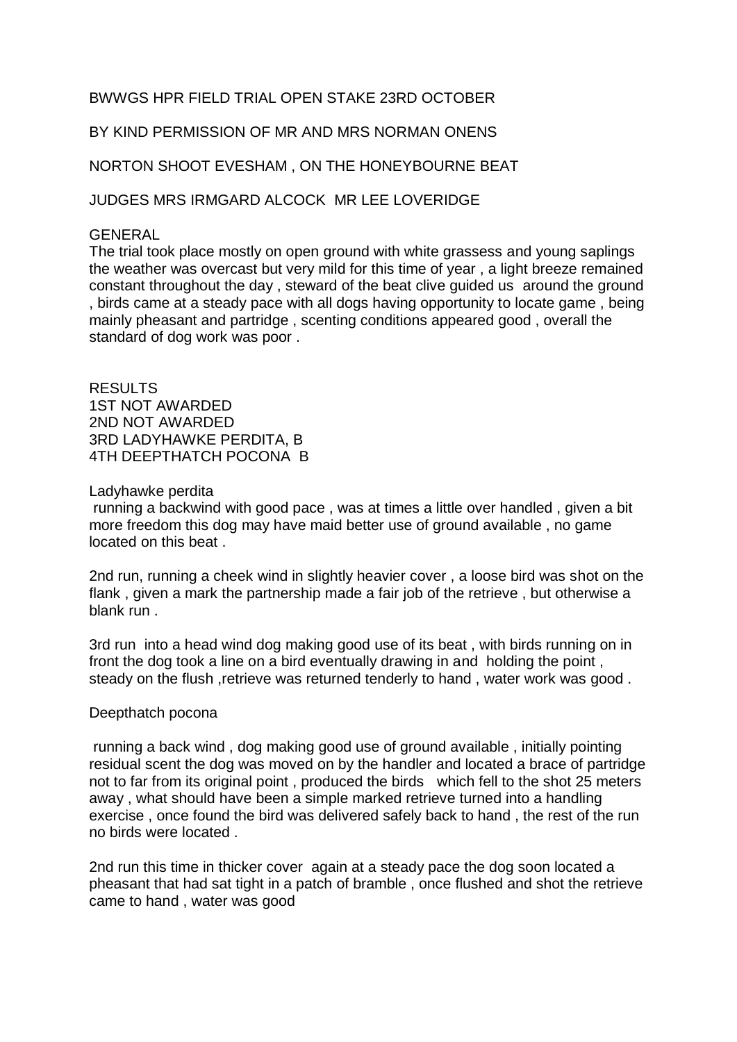BWWGS HPR FIELD TRIAL OPEN STAKE 23RD OCTOBER

BY KIND PERMISSION OF MR AND MRS NORMAN ONENS

NORTON SHOOT EVESHAM , ON THE HONEYBOURNE BEAT

JUDGES MRS IRMGARD ALCOCK  MR LEE LOVERIDGE

GENERAL
The trial took place mostly on open ground with white grassess and young saplings the weather was overcast but very mild for this time of year , a light breeze remained constant throughout the day , steward of the beat clive guided us around the ground , birds came at a steady pace with all dogs having opportunity to locate game , being mainly pheasant and partridge , scenting conditions appeared good , overall the standard of dog work was poor .

RESULTS
1ST NOT AWARDED
2ND NOT AWARDED
3RD LADYHAWKE PERDITA, B
4TH DEEPTHATCH POCONA  B

Ladyhawke perdita
running a backwind with good pace , was at times a little over handled , given a bit more freedom this dog may have maid better use of ground available , no game located on this beat .

2nd run, running a cheek wind in slightly heavier cover , a loose bird was shot on the flank , given a mark the partnership made a fair job of the retrieve , but otherwise a blank run .

3rd run into a head wind dog making good use of its beat , with birds running on in front the dog took a line on a bird eventually drawing in and holding the point , steady on the flush ,retrieve was returned tenderly to hand , water work was good .

Deepthatch pocona

running a back wind , dog making good use of ground available , initially pointing residual scent the dog was moved on by the handler and located a brace of partridge not to far from its original point , produced the birds which fell to the shot 25 meters away , what should have been a simple marked retrieve turned into a handling exercise , once found the bird was delivered safely back to hand , the rest of the run no birds were located .

2nd run this time in thicker cover again at a steady pace the dog soon located a pheasant that had sat tight in a patch of bramble , once flushed and shot the retrieve came to hand , water was good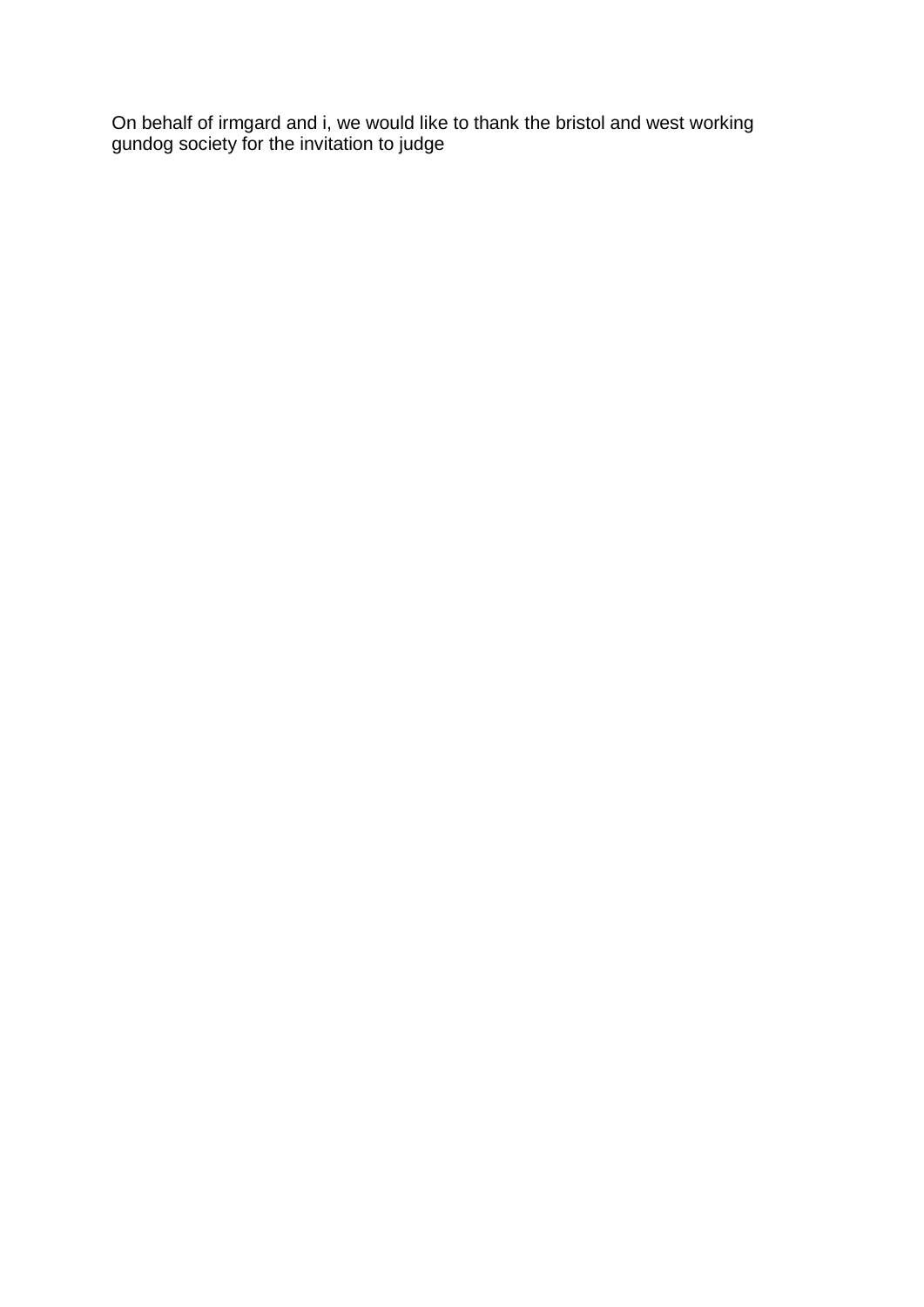On behalf of irmgard and i, we would like to thank the bristol and west working gundog society for the invitation to judge